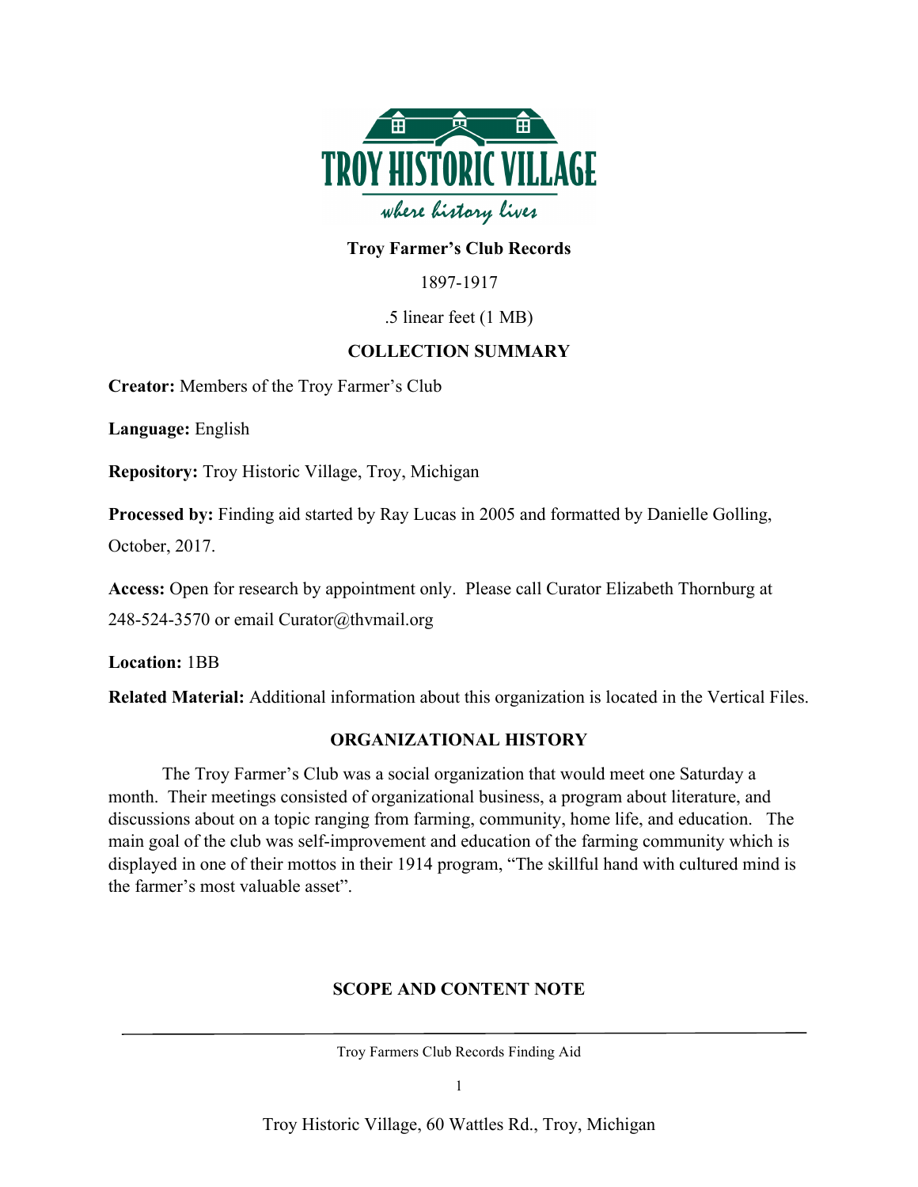**Troy Farmer's Club Records**

1897-1917

.5 linear feet (1 MB)

## COLLECTION SUMMARY

**Creator:** Members of the Troy Farmer's Club

**Language:** English

**Repository:** Troy Historic Village, Troy, Michigan

**Processed by:** Finding aid started by Ray Lucas in 2005 and formatted by Danielle Golling, October, 2017.

**Access:** Open for research by appointment only. Please call Curator Elizabeth Thornburg at 248-524-3570 or email Curator@thvmail.org

**Location:** 1BB

**Related Material:** Additional information about this organization is located in the Vertical Files.

## ORGANIZATIONAL HISTORY

The Troy Farmer's Club was a social organization that would meet one Saturday a month. Their meetings consisted of organizational business, a program about literature, and discussions about on a topic ranging from farming, community, home life, and education. The main goal of the club was self-improvement and education of the farming community which is displayed in one of their mottos in their 1914 program, "The skillful hand with cultured mind is the farmer's most valuable asset".

## SCOPE AND CONTENT NOTE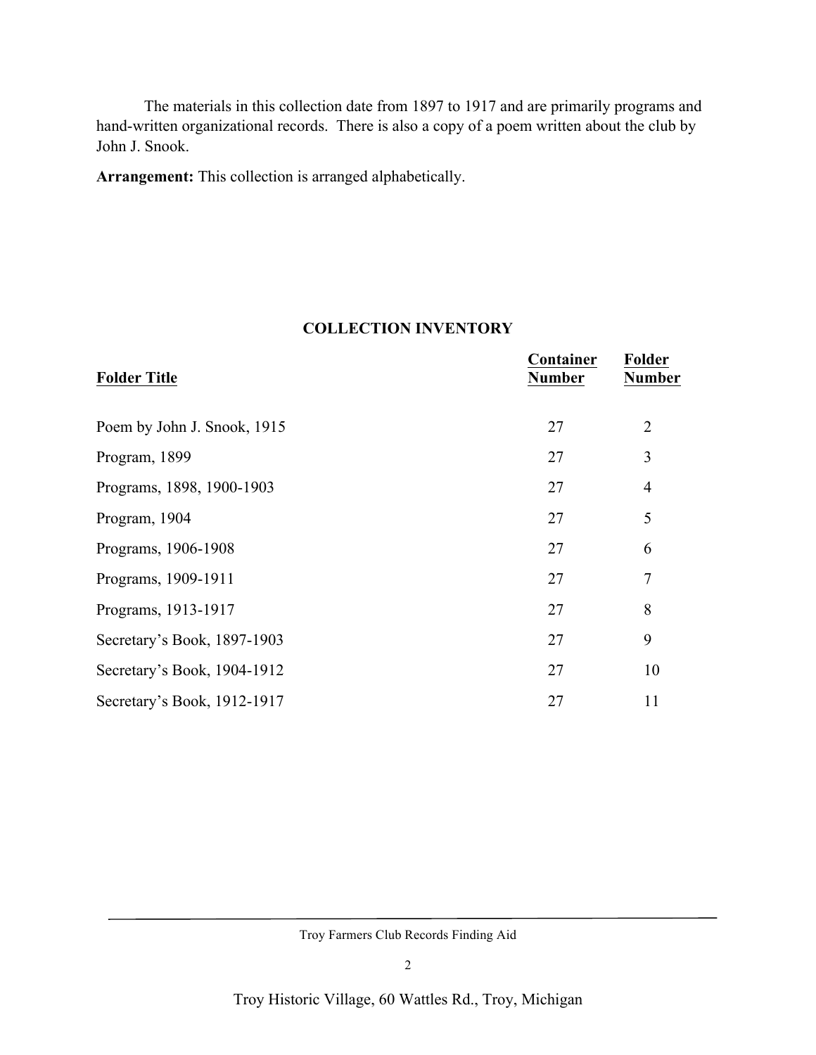The materials in this collection date from 1897 to 1917 and are primarily programs and hand-written organizational records. There is also a copy of a poem written about the club by John J. Snook.

**Arrangement:** This collection is arranged alphabetically.

## COLLECTION INVENTORY

| Folder Title | Container Number | Folder Number |
|---|---|---|
| Poem by John J. Snook, 1915 | 27 | 2 |
| Program, 1899 | 27 | 3 |
| Programs, 1898, 1900-1903 | 27 | 4 |
| Program, 1904 | 27 | 5 |
| Programs, 1906-1908 | 27 | 6 |
| Programs, 1909-1911 | 27 | 7 |
| Programs, 1913-1917 | 27 | 8 |
| Secretary's Book, 1897-1903 | 27 | 9 |
| Secretary's Book, 1904-1912 | 27 | 10 |
| Secretary's Book, 1912-1917 | 27 | 11 |